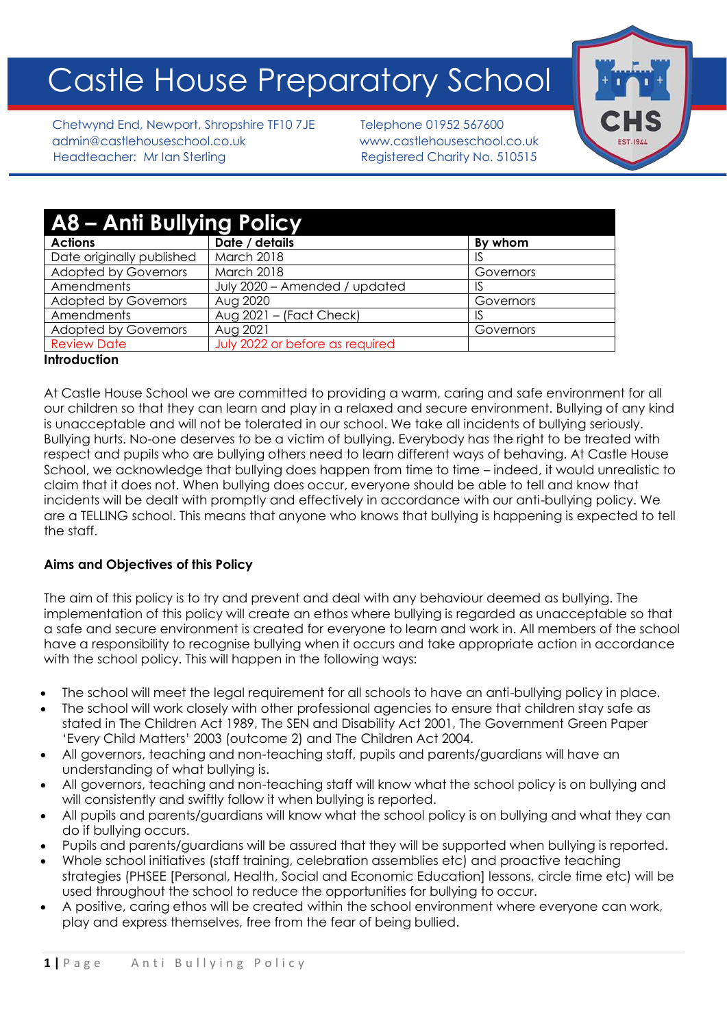# Castle House Preparatory School

Chetwynd End, Newport, Shropshire TF10 7JE
admin@castlehouseschool.co.uk
Headteacher: Mr Ian Sterling

Telephone 01952 567600
www.castlehouseschool.co.uk
Registered Charity No. 510515

## A8 – Anti Bullying Policy

| Actions | Date / details | By whom |
|---|---|---|
| Date originally published | March 2018 | IS |
| Adopted by Governors | March 2018 | Governors |
| Amendments | July 2020 – Amended / updated | IS |
| Adopted by Governors | Aug 2020 | Governors |
| Amendments | Aug 2021 – (Fact Check) | IS |
| Adopted by Governors | Aug 2021 | Governors |
| Review Date | July 2022 or before as required | |

**Introduction**

At Castle House School we are committed to providing a warm, caring and safe environment for all our children so that they can learn and play in a relaxed and secure environment. Bullying of any kind is unacceptable and will not be tolerated in our school. We take all incidents of bullying seriously. Bullying hurts. No-one deserves to be a victim of bullying. Everybody has the right to be treated with respect and pupils who are bullying others need to learn different ways of behaving. At Castle House School, we acknowledge that bullying does happen from time to time – indeed, it would unrealistic to claim that it does not. When bullying does occur, everyone should be able to tell and know that incidents will be dealt with promptly and effectively in accordance with our anti-bullying policy. We are a TELLING school. This means that anyone who knows that bullying is happening is expected to tell the staff.

**Aims and Objectives of this Policy**

The aim of this policy is to try and prevent and deal with any behaviour deemed as bullying. The implementation of this policy will create an ethos where bullying is regarded as unacceptable so that a safe and secure environment is created for everyone to learn and work in. All members of the school have a responsibility to recognise bullying when it occurs and take appropriate action in accordance with the school policy. This will happen in the following ways:

- The school will meet the legal requirement for all schools to have an anti-bullying policy in place.
- The school will work closely with other professional agencies to ensure that children stay safe as stated in The Children Act 1989, The SEN and Disability Act 2001, The Government Green Paper 'Every Child Matters' 2003 (outcome 2) and The Children Act 2004.
- All governors, teaching and non-teaching staff, pupils and parents/guardians will have an understanding of what bullying is.
- All governors, teaching and non-teaching staff will know what the school policy is on bullying and will consistently and swiftly follow it when bullying is reported.
- All pupils and parents/guardians will know what the school policy is on bullying and what they can do if bullying occurs.
- Pupils and parents/guardians will be assured that they will be supported when bullying is reported.
- Whole school initiatives (staff training, celebration assemblies etc) and proactive teaching strategies (PHSEE [Personal, Health, Social and Economic Education] lessons, circle time etc) will be used throughout the school to reduce the opportunities for bullying to occur.
- A positive, caring ethos will be created within the school environment where everyone can work, play and express themselves, free from the fear of being bullied.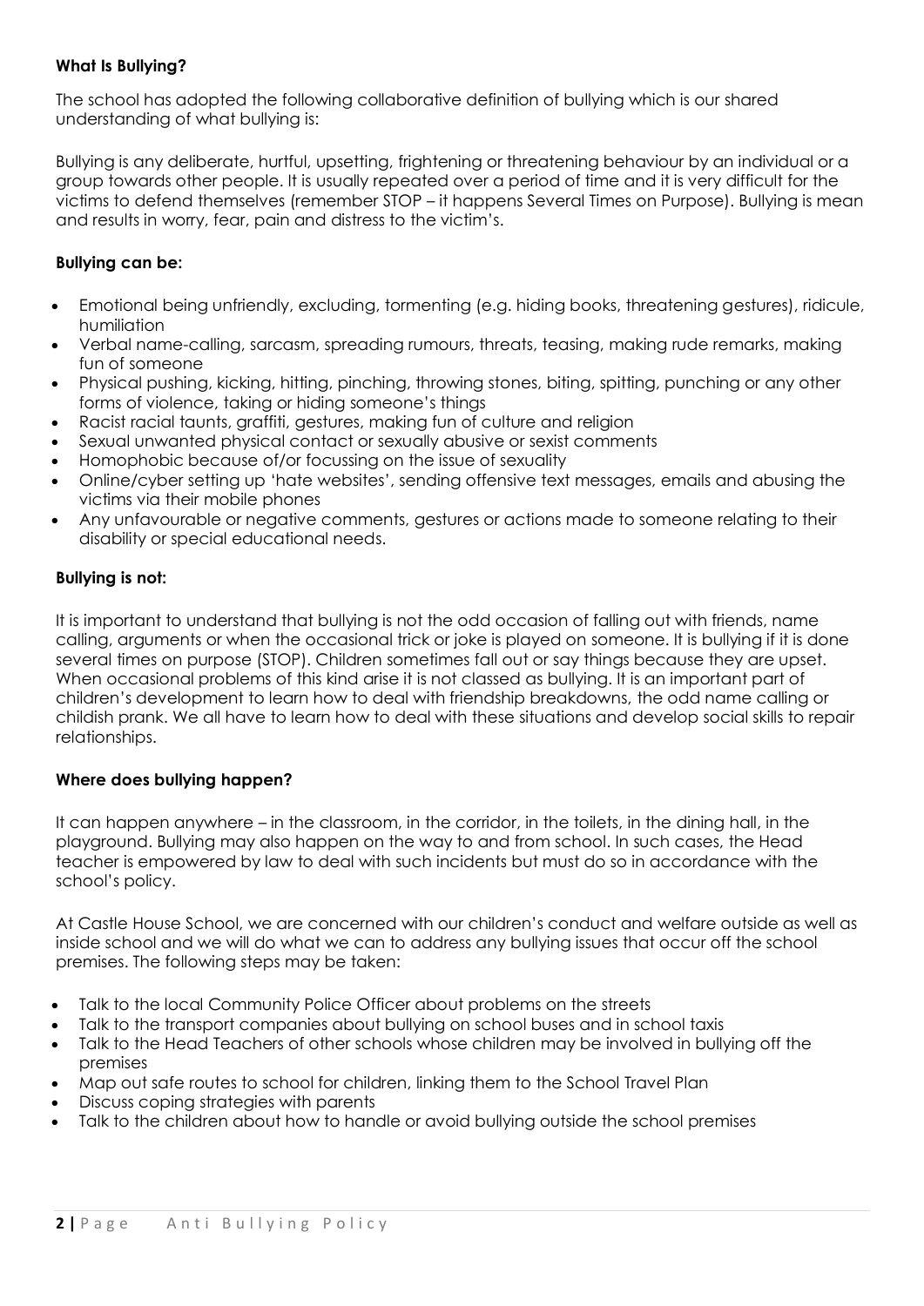### What Is Bullying?

The school has adopted the following collaborative definition of bullying which is our shared understanding of what bullying is:

Bullying is any deliberate, hurtful, upsetting, frightening or threatening behaviour by an individual or a group towards other people. It is usually repeated over a period of time and it is very difficult for the victims to defend themselves (remember STOP – it happens Several Times on Purpose). Bullying is mean and results in worry, fear, pain and distress to the victim's.

### Bullying can be:

- Emotional being unfriendly, excluding, tormenting (e.g. hiding books, threatening gestures), ridicule, humiliation
- Verbal name-calling, sarcasm, spreading rumours, threats, teasing, making rude remarks, making fun of someone
- Physical pushing, kicking, hitting, pinching, throwing stones, biting, spitting, punching or any other forms of violence, taking or hiding someone's things
- Racist racial taunts, graffiti, gestures, making fun of culture and religion
- Sexual unwanted physical contact or sexually abusive or sexist comments
- Homophobic because of/or focussing on the issue of sexuality
- Online/cyber setting up 'hate websites', sending offensive text messages, emails and abusing the victims via their mobile phones
- Any unfavourable or negative comments, gestures or actions made to someone relating to their disability or special educational needs.

### Bullying is not:

It is important to understand that bullying is not the odd occasion of falling out with friends, name calling, arguments or when the occasional trick or joke is played on someone. It is bullying if it is done several times on purpose (STOP). Children sometimes fall out or say things because they are upset. When occasional problems of this kind arise it is not classed as bullying. It is an important part of children's development to learn how to deal with friendship breakdowns, the odd name calling or childish prank. We all have to learn how to deal with these situations and develop social skills to repair relationships.

### Where does bullying happen?

It can happen anywhere – in the classroom, in the corridor, in the toilets, in the dining hall, in the playground. Bullying may also happen on the way to and from school. In such cases, the Head teacher is empowered by law to deal with such incidents but must do so in accordance with the school's policy.

At Castle House School, we are concerned with our children's conduct and welfare outside as well as inside school and we will do what we can to address any bullying issues that occur off the school premises. The following steps may be taken:

- Talk to the local Community Police Officer about problems on the streets
- Talk to the transport companies about bullying on school buses and in school taxis
- Talk to the Head Teachers of other schools whose children may be involved in bullying off the premises
- Map out safe routes to school for children, linking them to the School Travel Plan
- Discuss coping strategies with parents
- Talk to the children about how to handle or avoid bullying outside the school premises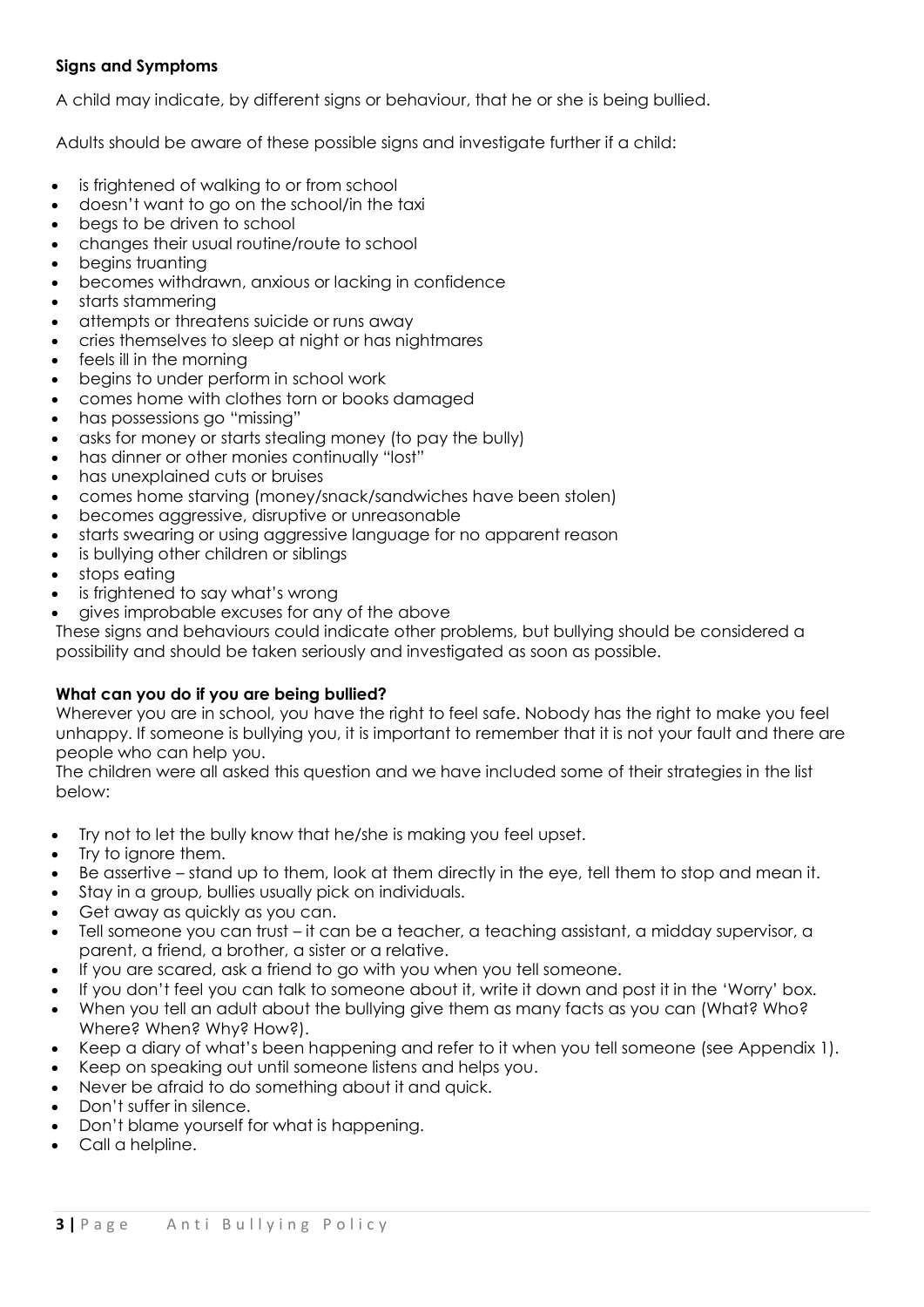**Signs and Symptoms**

A child may indicate, by different signs or behaviour, that he or she is being bullied.

Adults should be aware of these possible signs and investigate further if a child:

- is frightened of walking to or from school
- doesn't want to go on the school/in the taxi
- begs to be driven to school
- changes their usual routine/route to school
- begins truanting
- becomes withdrawn, anxious or lacking in confidence
- starts stammering
- attempts or threatens suicide or runs away
- cries themselves to sleep at night or has nightmares
- feels ill in the morning
- begins to under perform in school work
- comes home with clothes torn or books damaged
- has possessions go "missing"
- asks for money or starts stealing money (to pay the bully)
- has dinner or other monies continually "lost"
- has unexplained cuts or bruises
- comes home starving (money/snack/sandwiches have been stolen)
- becomes aggressive, disruptive or unreasonable
- starts swearing or using aggressive language for no apparent reason
- is bullying other children or siblings
- stops eating
- is frightened to say what's wrong
- gives improbable excuses for any of the above

These signs and behaviours could indicate other problems, but bullying should be considered a possibility and should be taken seriously and investigated as soon as possible.

**What can you do if you are being bullied?**

Wherever you are in school, you have the right to feel safe. Nobody has the right to make you feel unhappy. If someone is bullying you, it is important to remember that it is not your fault and there are people who can help you.

The children were all asked this question and we have included some of their strategies in the list below:

- Try not to let the bully know that he/she is making you feel upset.
- Try to ignore them.
- Be assertive – stand up to them, look at them directly in the eye, tell them to stop and mean it.
- Stay in a group, bullies usually pick on individuals.
- Get away as quickly as you can.
- Tell someone you can trust – it can be a teacher, a teaching assistant, a midday supervisor, a parent, a friend, a brother, a sister or a relative.
- If you are scared, ask a friend to go with you when you tell someone.
- If you don't feel you can talk to someone about it, write it down and post it in the 'Worry' box.
- When you tell an adult about the bullying give them as many facts as you can (What? Who? Where? When? Why? How?).
- Keep a diary of what's been happening and refer to it when you tell someone (see Appendix 1).
- Keep on speaking out until someone listens and helps you.
- Never be afraid to do something about it and quick.
- Don't suffer in silence.
- Don't blame yourself for what is happening.
- Call a helpline.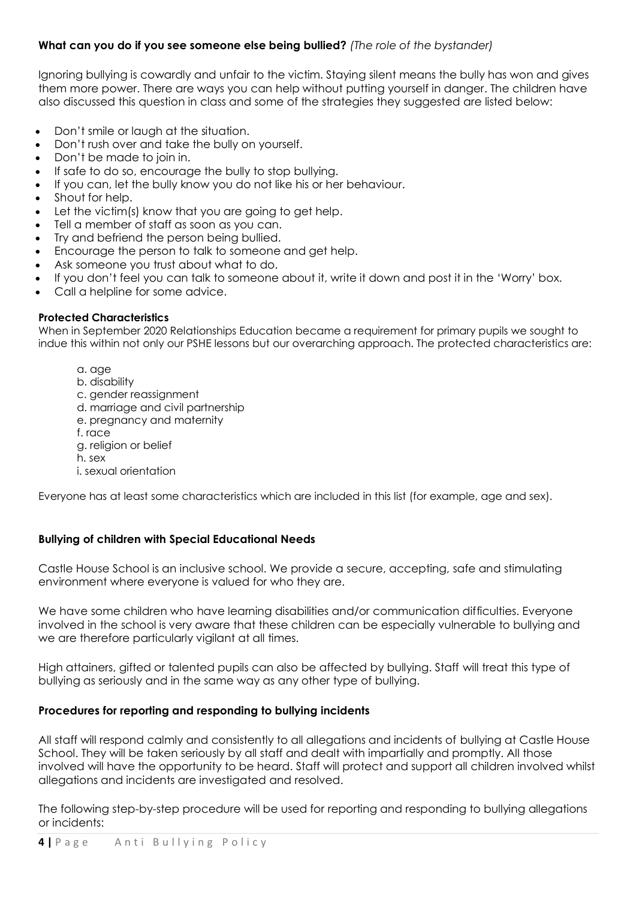**What can you do if you see someone else being bullied?** *(The role of the bystander)*

Ignoring bullying is cowardly and unfair to the victim. Staying silent means the bully has won and gives them more power. There are ways you can help without putting yourself in danger. The children have also discussed this question in class and some of the strategies they suggested are listed below:

- Don't smile or laugh at the situation.
- Don't rush over and take the bully on yourself.
- Don't be made to join in.
- If safe to do so, encourage the bully to stop bullying.
- If you can, let the bully know you do not like his or her behaviour.
- Shout for help.
- Let the victim(s) know that you are going to get help.
- Tell a member of staff as soon as you can.
- Try and befriend the person being bullied.
- Encourage the person to talk to someone and get help.
- Ask someone you trust about what to do.
- If you don't feel you can talk to someone about it, write it down and post it in the 'Worry' box.
- Call a helpline for some advice.

**Protected Characteristics**

When in September 2020 Relationships Education became a requirement for primary pupils we sought to indue this within not only our PSHE lessons but our overarching approach. The protected characteristics are:

a. age
b. disability
c. gender reassignment
d. marriage and civil partnership
e. pregnancy and maternity
f. race
g. religion or belief
h. sex
i. sexual orientation

Everyone has at least some characteristics which are included in this list (for example, age and sex).

**Bullying of children with Special Educational Needs**

Castle House School is an inclusive school. We provide a secure, accepting, safe and stimulating environment where everyone is valued for who they are.

We have some children who have learning disabilities and/or communication difficulties. Everyone involved in the school is very aware that these children can be especially vulnerable to bullying and we are therefore particularly vigilant at all times.

High attainers, gifted or talented pupils can also be affected by bullying. Staff will treat this type of bullying as seriously and in the same way as any other type of bullying.

**Procedures for reporting and responding to bullying incidents**

All staff will respond calmly and consistently to all allegations and incidents of bullying at Castle House School. They will be taken seriously by all staff and dealt with impartially and promptly. All those involved will have the opportunity to be heard. Staff will protect and support all children involved whilst allegations and incidents are investigated and resolved.

The following step-by-step procedure will be used for reporting and responding to bullying allegations or incidents: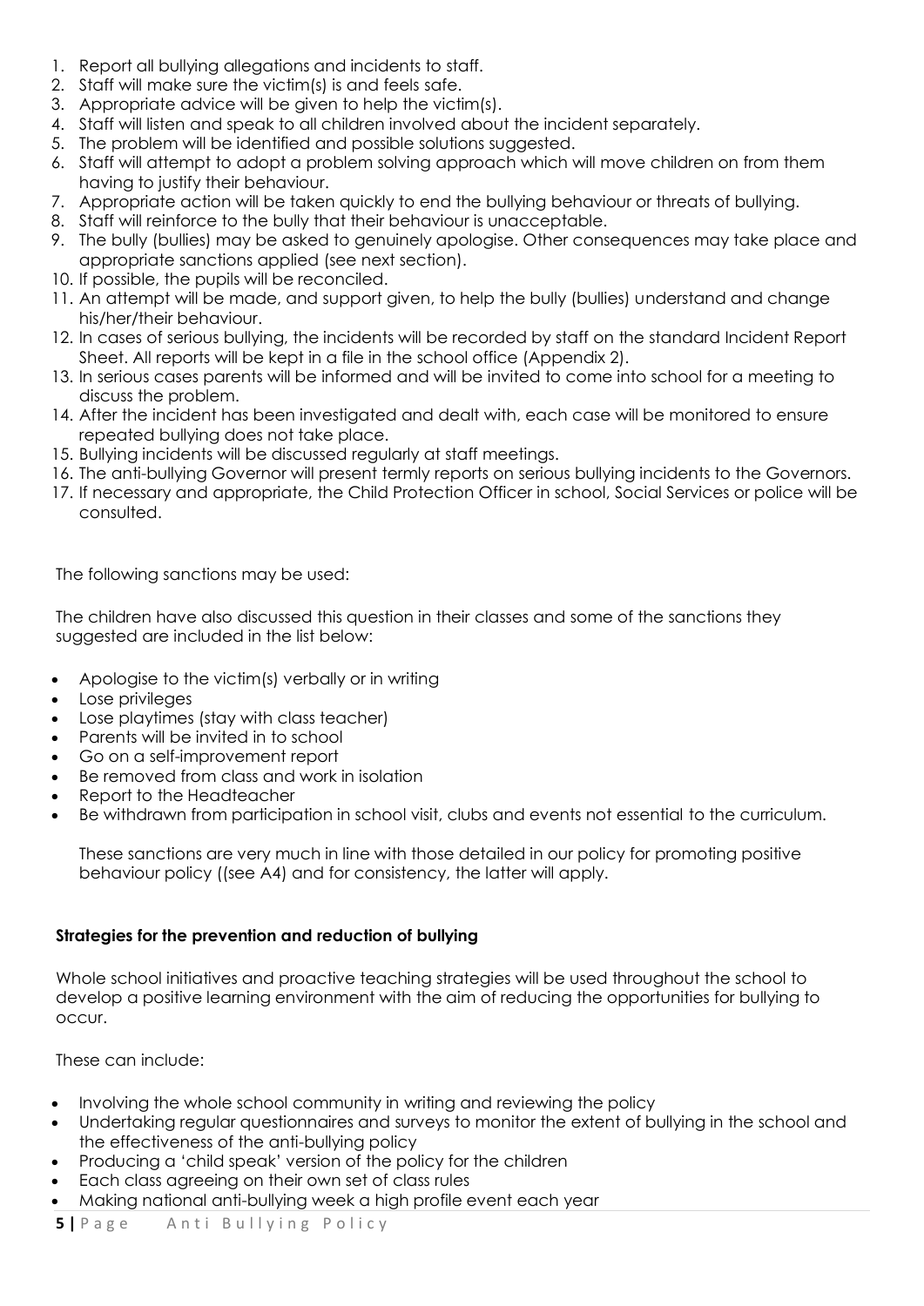1. Report all bullying allegations and incidents to staff.
2. Staff will make sure the victim(s) is and feels safe.
3. Appropriate advice will be given to help the victim(s).
4. Staff will listen and speak to all children involved about the incident separately.
5. The problem will be identified and possible solutions suggested.
6. Staff will attempt to adopt a problem solving approach which will move children on from them having to justify their behaviour.
7. Appropriate action will be taken quickly to end the bullying behaviour or threats of bullying.
8. Staff will reinforce to the bully that their behaviour is unacceptable.
9. The bully (bullies) may be asked to genuinely apologise. Other consequences may take place and appropriate sanctions applied (see next section).
10. If possible, the pupils will be reconciled.
11. An attempt will be made, and support given, to help the bully (bullies) understand and change his/her/their behaviour.
12. In cases of serious bullying, the incidents will be recorded by staff on the standard Incident Report Sheet. All reports will be kept in a file in the school office (Appendix 2).
13. In serious cases parents will be informed and will be invited to come into school for a meeting to discuss the problem.
14. After the incident has been investigated and dealt with, each case will be monitored to ensure repeated bullying does not take place.
15. Bullying incidents will be discussed regularly at staff meetings.
16. The anti-bullying Governor will present termly reports on serious bullying incidents to the Governors.
17. If necessary and appropriate, the Child Protection Officer in school, Social Services or police will be consulted.

The following sanctions may be used:

The children have also discussed this question in their classes and some of the sanctions they suggested are included in the list below:

- Apologise to the victim(s) verbally or in writing
- Lose privileges
- Lose playtimes (stay with class teacher)
- Parents will be invited in to school
- Go on a self-improvement report
- Be removed from class and work in isolation
- Report to the Headteacher
- Be withdrawn from participation in school visit, clubs and events not essential to the curriculum.

These sanctions are very much in line with those detailed in our policy for promoting positive behaviour policy ((see A4) and for consistency, the latter will apply.

**Strategies for the prevention and reduction of bullying**

Whole school initiatives and proactive teaching strategies will be used throughout the school to develop a positive learning environment with the aim of reducing the opportunities for bullying to occur.

These can include:

- Involving the whole school community in writing and reviewing the policy
- Undertaking regular questionnaires and surveys to monitor the extent of bullying in the school and the effectiveness of the anti-bullying policy
- Producing a 'child speak' version of the policy for the children
- Each class agreeing on their own set of class rules
- Making national anti-bullying week a high profile event each year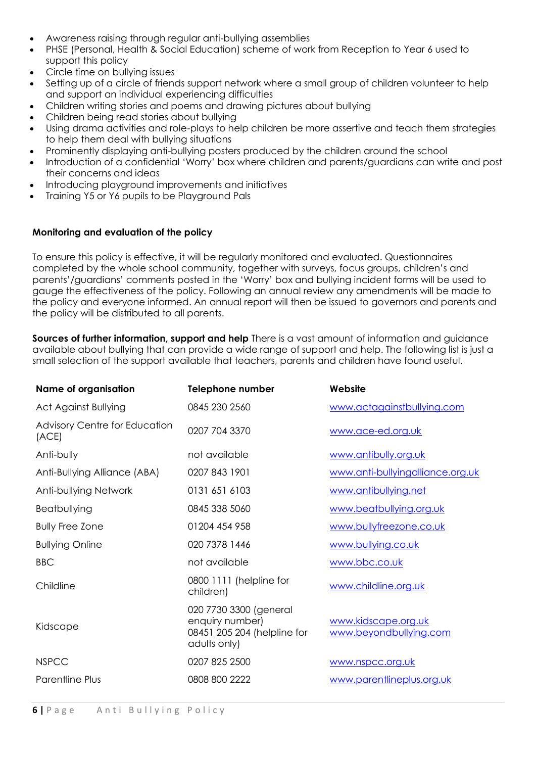- Awareness raising through regular anti-bullying assemblies
- PHSE (Personal, Health & Social Education) scheme of work from Reception to Year 6 used to support this policy
- Circle time on bullying issues
- Setting up of a circle of friends support network where a small group of children volunteer to help and support an individual experiencing difficulties
- Children writing stories and poems and drawing pictures about bullying
- Children being read stories about bullying
- Using drama activities and role-plays to help children be more assertive and teach them strategies to help them deal with bullying situations
- Prominently displaying anti-bullying posters produced by the children around the school
- Introduction of a confidential 'Worry' box where children and parents/guardians can write and post their concerns and ideas
- Introducing playground improvements and initiatives
- Training Y5 or Y6 pupils to be Playground Pals

**Monitoring and evaluation of the policy**

To ensure this policy is effective, it will be regularly monitored and evaluated. Questionnaires completed by the whole school community, together with surveys, focus groups, children's and parents'/guardians' comments posted in the 'Worry' box and bullying incident forms will be used to gauge the effectiveness of the policy. Following an annual review any amendments will be made to the policy and everyone informed. An annual report will then be issued to governors and parents and the policy will be distributed to all parents.

**Sources of further information, support and help** There is a vast amount of information and guidance available about bullying that can provide a wide range of support and help. The following list is just a small selection of the support available that teachers, parents and children have found useful.

| Name of organisation | Telephone number | Website |
|---|---|---|
| Act Against Bullying | 0845 230 2560 | www.actagainstbullying.com |
| Advisory Centre for Education (ACE) | 0207 704 3370 | www.ace-ed.org.uk |
| Anti-bully | not available | www.antibully.org.uk |
| Anti-Bullying Alliance (ABA) | 0207 843 1901 | www.anti-bullyingalliance.org.uk |
| Anti-bullying Network | 0131 651 6103 | www.antibullying.net |
| Beatbullying | 0845 338 5060 | www.beatbullying.org.uk |
| Bully Free Zone | 01204 454 958 | www.bullyfreezone.co.uk |
| Bullying Online | 020 7378 1446 | www.bullying.co.uk |
| BBC | not available | www.bbc.co.uk |
| Childline | 0800 1111 (helpline for children) | www.childline.org.uk |
| Kidscape | 020 7730 3300 (general enquiry number)<br>08451 205 204 (helpline for adults only) | www.kidscape.org.uk<br>www.beyondbullying.com |
| NSPCC | 0207 825 2500 | www.nspcc.org.uk |
| Parentline Plus | 0808 800 2222 | www.parentlineplus.org.uk |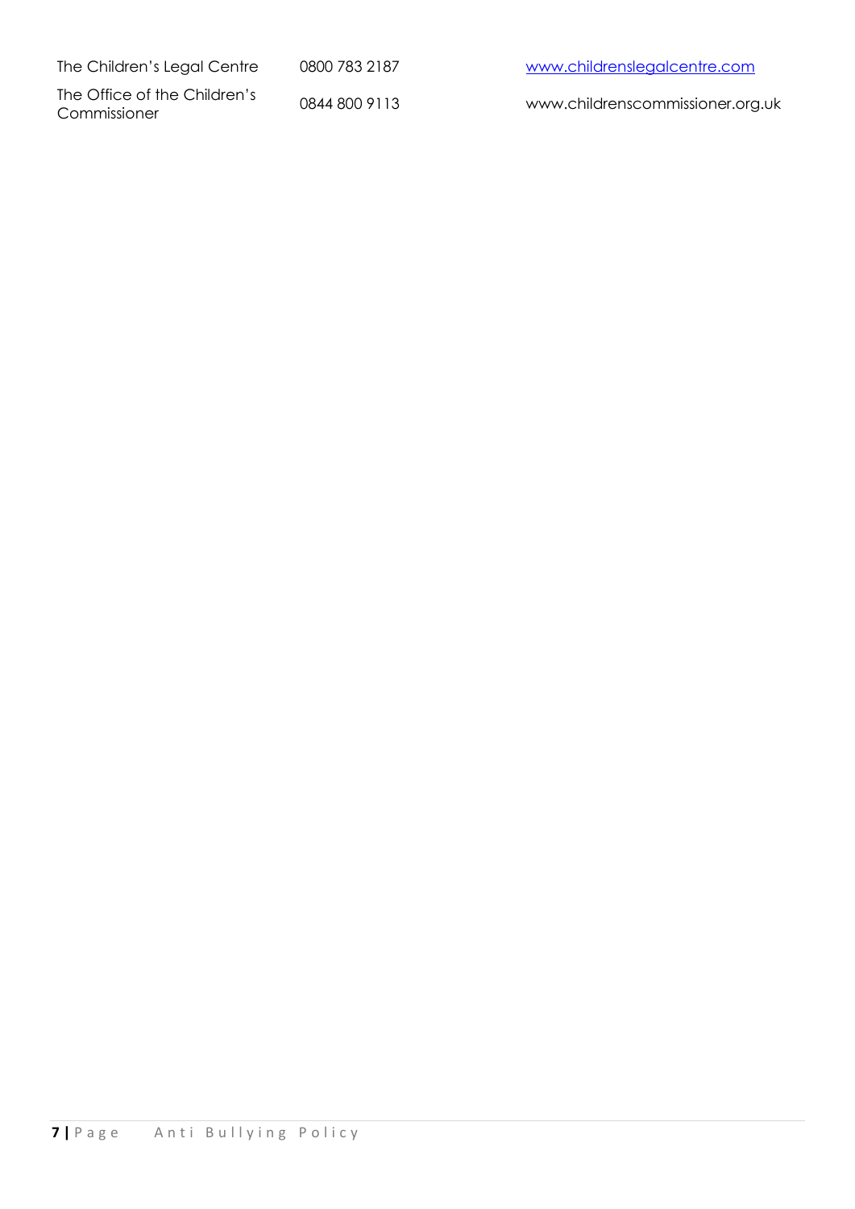| | | |
|---|---|---|
| The Children's Legal Centre | 0800 783 2187 | www.childrenslegalcentre.com |
| The Office of the Children's Commissioner | 0844 800 9113 | www.childrenscommissioner.org.uk |